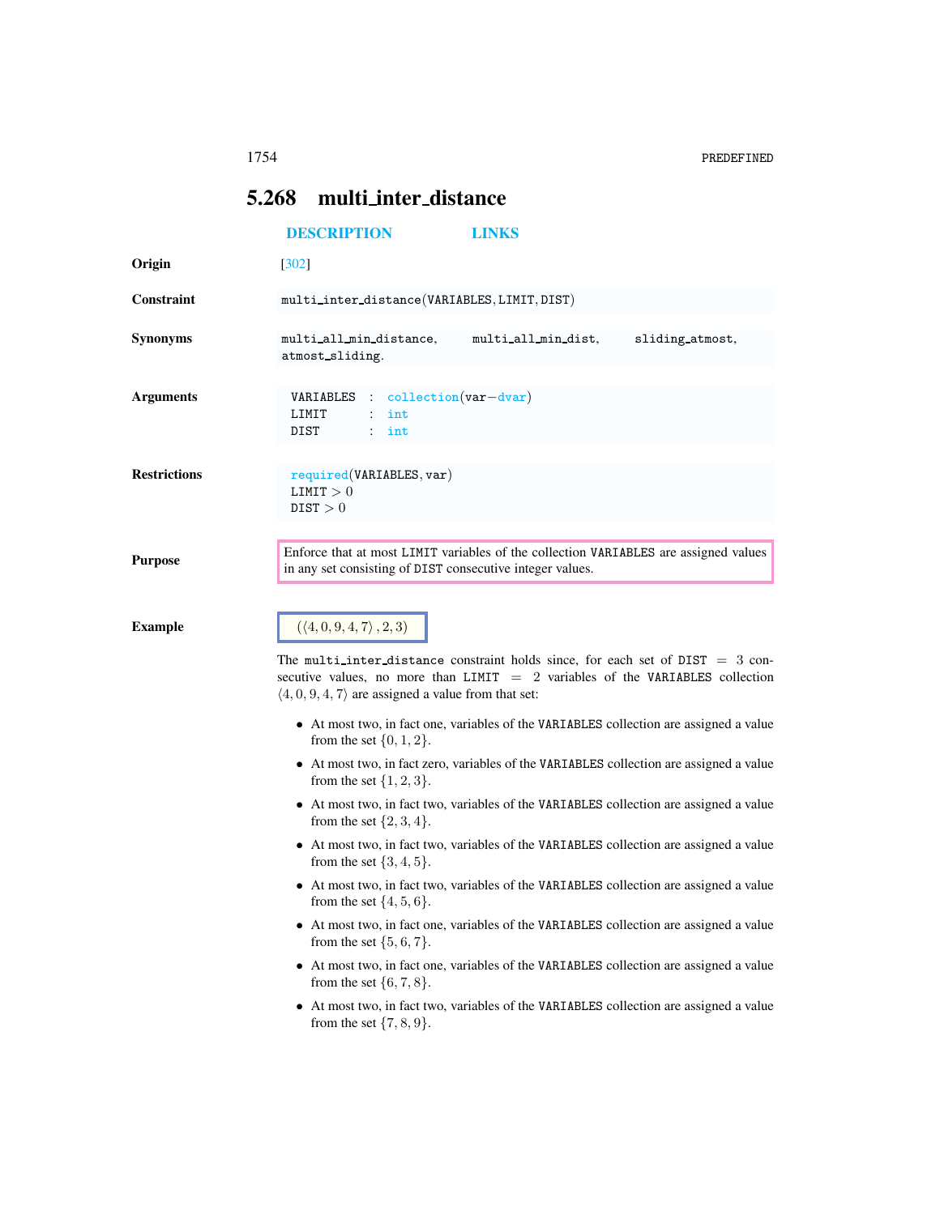## 5.268 multi_inter_distance

DESCRIPTION　　LINKS

**Origin**

[302]

**Constraint**

multi_inter_distance(VARIABLES, LIMIT, DIST)

**Synonyms**

multi_all_min_distance, multi_all_min_dist, sliding_atmost, atmost_sliding.

**Arguments**

```
VARIABLES : collection(var-dvar)
LIMIT     : int
DIST      : int
```

**Restrictions**

required(VARIABLES, var)
LIMIT $> 0$
DIST $> 0$

**Purpose**

Enforce that at most LIMIT variables of the collection VARIABLES are assigned values in any set consisting of DIST consecutive integer values.

**Example**

$(\langle 4, 0, 9, 4, 7\rangle, 2, 3)$

The multi_inter_distance constraint holds since, for each set of DIST $= 3$ consecutive values, no more than LIMIT $= 2$ variables of the VARIABLES collection $\langle 4, 0, 9, 4, 7\rangle$ are assigned a value from that set:

- At most two, in fact one, variables of the VARIABLES collection are assigned a value from the set $\{0, 1, 2\}$.
- At most two, in fact zero, variables of the VARIABLES collection are assigned a value from the set $\{1, 2, 3\}$.
- At most two, in fact two, variables of the VARIABLES collection are assigned a value from the set $\{2, 3, 4\}$.
- At most two, in fact two, variables of the VARIABLES collection are assigned a value from the set $\{3, 4, 5\}$.
- At most two, in fact two, variables of the VARIABLES collection are assigned a value from the set $\{4, 5, 6\}$.
- At most two, in fact one, variables of the VARIABLES collection are assigned a value from the set $\{5, 6, 7\}$.
- At most two, in fact one, variables of the VARIABLES collection are assigned a value from the set $\{6, 7, 8\}$.
- At most two, in fact two, variables of the VARIABLES collection are assigned a value from the set $\{7, 8, 9\}$.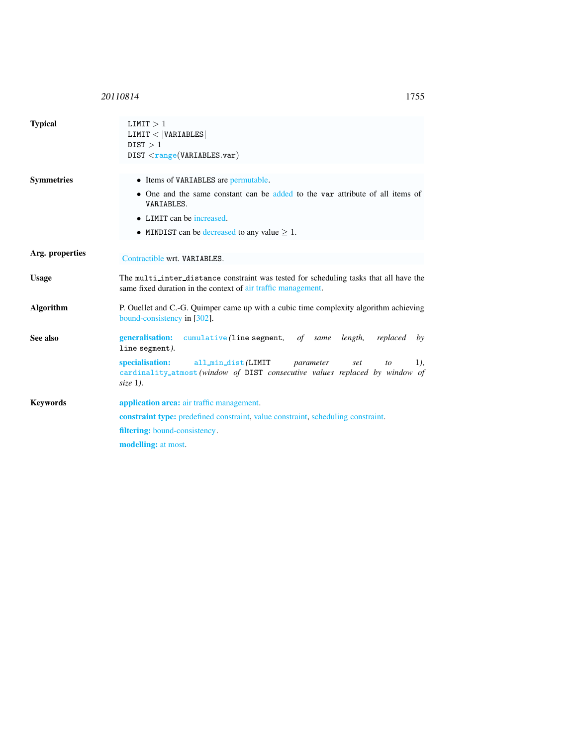**Typical**

LIMIT $> 1$
LIMIT $<$ |VARIABLES|
DIST $> 1$
DIST $<$range(VARIABLES.var)

**Symmetries**

- Items of VARIABLES are permutable.
- One and the same constant can be added to the var attribute of all items of VARIABLES.
- LIMIT can be increased.
- MINDIST can be decreased to any value $\geq 1$.

**Arg. properties**

Contractible wrt. VARIABLES.

**Usage**

The multi_inter_distance constraint was tested for scheduling tasks that all have the same fixed duration in the context of air traffic management.

**Algorithm**

P. Ouellet and C.-G. Quimper came up with a cubic time complexity algorithm achieving bound-consistency in [302].

**See also**

**generalisation:** cumulative *(*line segment*, of same length, replaced by* line segment*)*.

**specialisation:** all_min_dist *(*LIMIT *parameter set to* 1*)*, cardinality_atmost *(window of* DIST *consecutive values replaced by window of size* 1*)*.

**Keywords**

**application area:** air traffic management.

**constraint type:** predefined constraint, value constraint, scheduling constraint.

**filtering:** bound-consistency.

**modelling:** at most.